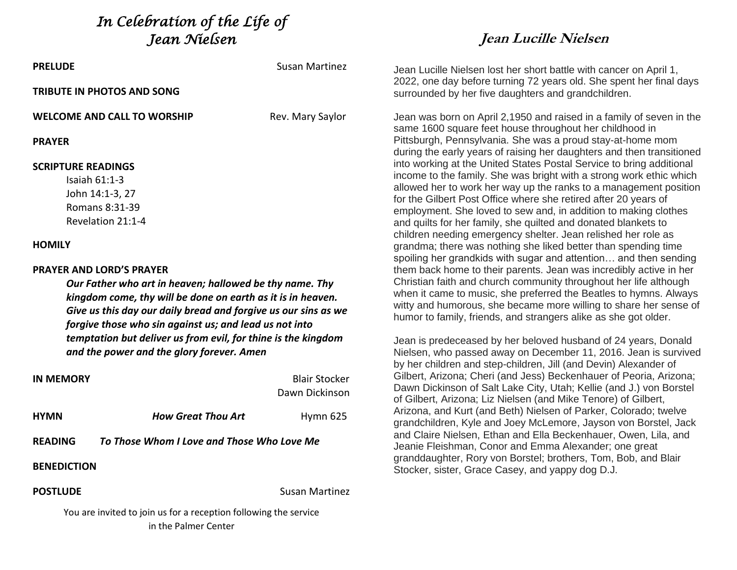# *In Celebration of the Life of Jean Nielsen*

**PRELUDE** Susan Martinez

**TRIBUTE IN PHOTOS AND SONG**

**WELCOME AND CALL TO WORSHIP** Rev. Mary Saylor

**PRAYER**

**SCRIPTURE READINGS**

Isaiah 61:1-3
John 14:1-3, 27
Romans 8:31-39
Revelation 21:1-4

**HOMILY**

**PRAYER AND LORD'S PRAYER**

***Our Father who art in heaven; hallowed be thy name. Thy kingdom come, thy will be done on earth as it is in heaven. Give us this day our daily bread and forgive us our sins as we forgive those who sin against us; and lead us not into temptation but deliver us from evil, for thine is the kingdom and the power and the glory forever. Amen***

**IN MEMORY** Blair Stocker
Dawn Dickinson

**HYMN** ***How Great Thou Art*** Hymn 625

**READING** ***To Those Whom I Love and Those Who Love Me***

**BENEDICTION**

**POSTLUDE** Susan Martinez

You are invited to join us for a reception following the service in the Palmer Center

# Jean Lucille Nielsen

Jean Lucille Nielsen lost her short battle with cancer on April 1, 2022, one day before turning 72 years old. She spent her final days surrounded by her five daughters and grandchildren.

Jean was born on April 2,1950 and raised in a family of seven in the same 1600 square feet house throughout her childhood in Pittsburgh, Pennsylvania. She was a proud stay-at-home mom during the early years of raising her daughters and then transitioned into working at the United States Postal Service to bring additional income to the family. She was bright with a strong work ethic which allowed her to work her way up the ranks to a management position for the Gilbert Post Office where she retired after 20 years of employment. She loved to sew and, in addition to making clothes and quilts for her family, she quilted and donated blankets to children needing emergency shelter. Jean relished her role as grandma; there was nothing she liked better than spending time spoiling her grandkids with sugar and attention… and then sending them back home to their parents. Jean was incredibly active in her Christian faith and church community throughout her life although when it came to music, she preferred the Beatles to hymns. Always witty and humorous, she became more willing to share her sense of humor to family, friends, and strangers alike as she got older.

Jean is predeceased by her beloved husband of 24 years, Donald Nielsen, who passed away on December 11, 2016. Jean is survived by her children and step-children, Jill (and Devin) Alexander of Gilbert, Arizona; Cheri (and Jess) Beckenhauer of Peoria, Arizona; Dawn Dickinson of Salt Lake City, Utah; Kellie (and J.) von Borstel of Gilbert, Arizona; Liz Nielsen (and Mike Tenore) of Gilbert, Arizona, and Kurt (and Beth) Nielsen of Parker, Colorado; twelve grandchildren, Kyle and Joey McLemore, Jayson von Borstel, Jack and Claire Nielsen, Ethan and Ella Beckenhauer, Owen, Lila, and Jeanie Fleishman, Conor and Emma Alexander; one great granddaughter, Rory von Borstel; brothers, Tom, Bob, and Blair Stocker, sister, Grace Casey, and yappy dog D.J.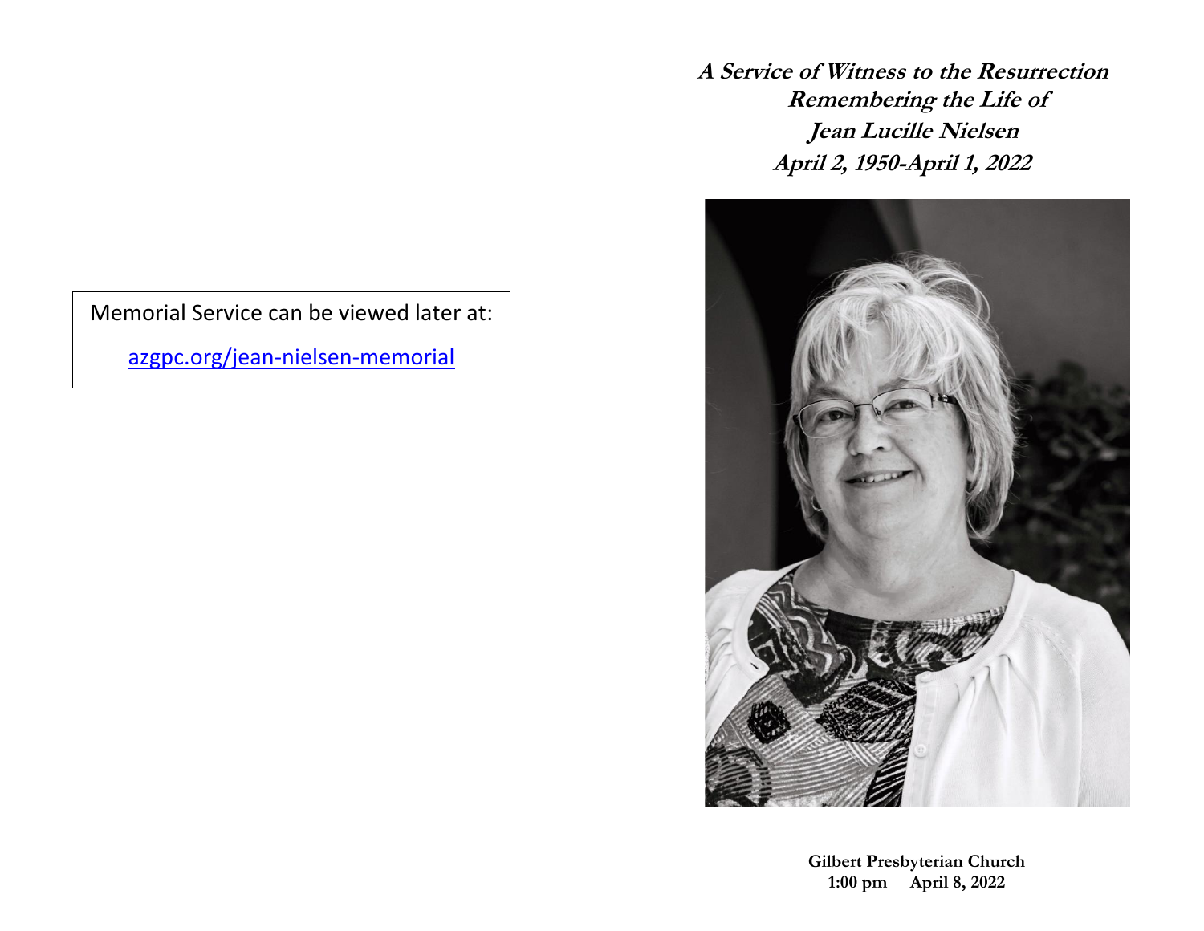Memorial Service can be viewed later at:

[azgpc.org/jean-nielsen-memorial](azgpc.org/jean-nielsen-memorial)

***A Service of Witness to the Resurrection***
***Remembering the Life of***
***Jean Lucille Nielsen***
***April 2, 1950-April 1, 2022***

**Gilbert Presbyterian Church**
**1:00 pm April 8, 2022**